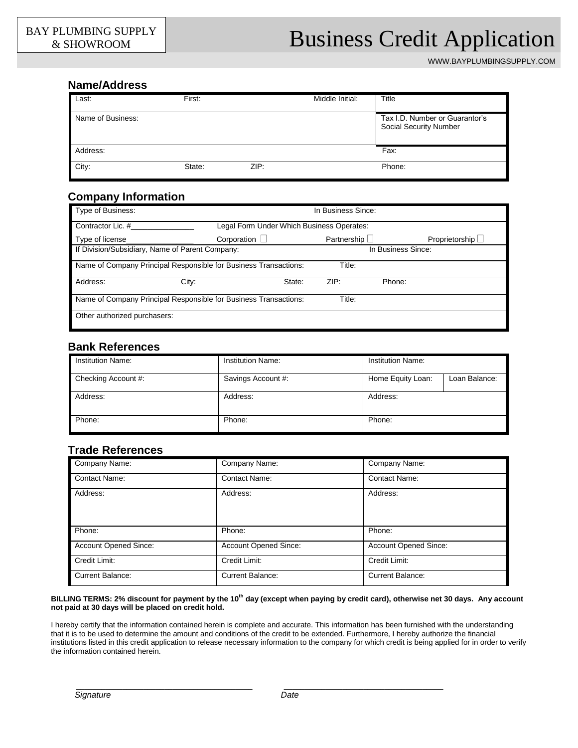BAY PLUMBING SUPPLY & SHOWROOM

# Business Credit Application

WWW.BAYPLUMBINGSUPPLY.COM

## Name/Address

| | | | |
|---|---|---|---|
| Last: | First: | Middle Initial: | Title |
| Name of Business: | | | Tax I.D. Number or Guarantor's Social Security Number |
| Address: | | | Fax: |
| City: | State: ZIP: | | Phone: |

## Company Information

| | | | |
|---|---|---|---|
| Type of Business: | | In Business Since: | |
| Contractor Lic. #_______________ | Legal Form Under Which Business Operates: | | |
| Type of license________________ | Corporation ☐ | Partnership ☐ | Proprietorship ☐ |
| If Division/Subsidiary, Name of Parent Company: | | In Business Since: | |
| Name of Company Principal Responsible for Business Transactions: | | Title: | |
| Address: City: | State: | ZIP: | Phone: |
| Name of Company Principal Responsible for Business Transactions: | | Title: | |
| Other authorized purchasers: | | | |

## Bank References

| | | | |
|---|---|---|---|
| Institution Name: | Institution Name: | Institution Name: | |
| Checking Account #: | Savings Account #: | Home Equity Loan: | Loan Balance: |
| Address: | Address: | Address: | |
| Phone: | Phone: | Phone: | |

## Trade References

| | | |
|---|---|---|
| Company Name: | Company Name: | Company Name: |
| Contact Name: | Contact Name: | Contact Name: |
| Address: | Address: | Address: |
| Phone: | Phone: | Phone: |
| Account Opened Since: | Account Opened Since: | Account Opened Since: |
| Credit Limit: | Credit Limit: | Credit Limit: |
| Current Balance: | Current Balance: | Current Balance: |

**BILLING TERMS: 2% discount for payment by the 10th day (except when paying by credit card), otherwise net 30 days. Any account not paid at 30 days will be placed on credit hold.**

I hereby certify that the information contained herein is complete and accurate. This information has been furnished with the understanding that it is to be used to determine the amount and conditions of the credit to be extended. Furthermore, I hereby authorize the financial institutions listed in this credit application to release necessary information to the company for which credit is being applied for in order to verify the information contained herein.

_____________________________________ _____________________________________

*Signature* *Date*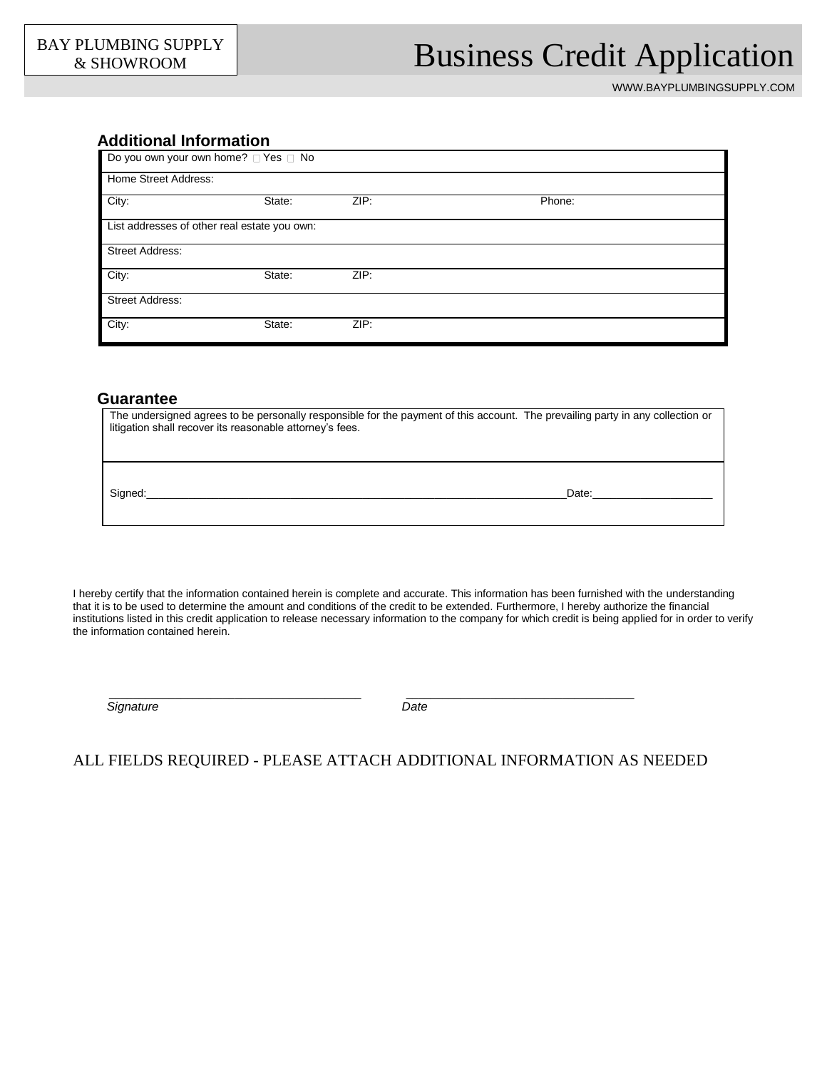BAY PLUMBING SUPPLY & SHOWROOM

# Business Credit Application

WWW.BAYPLUMBINGSUPPLY.COM

## Additional Information

| | | | |
|---|---|---|---|
| Do you own your own home? ☐ Yes ☐ No | | | |
| Home Street Address: | | | |
| City: | State: | ZIP: | Phone: |
| List addresses of other real estate you own: | | | |
| Street Address: | | | |
| City: | State: | ZIP: | |
| Street Address: | | | |
| City: | State: | ZIP: | |

## Guarantee

The undersigned agrees to be personally responsible for the payment of this account. The prevailing party in any collection or litigation shall recover its reasonable attorney's fees.

Signed:______________________________________________________________Date:____________________

I hereby certify that the information contained herein is complete and accurate. This information has been furnished with the understanding that it is to be used to determine the amount and conditions of the credit to be extended. Furthermore, I hereby authorize the financial institutions listed in this credit application to release necessary information to the company for which credit is being applied for in order to verify the information contained herein.

_____________________________________ _____________________________________

*Signature* *Date*

ALL FIELDS REQUIRED - PLEASE ATTACH ADDITIONAL INFORMATION AS NEEDED